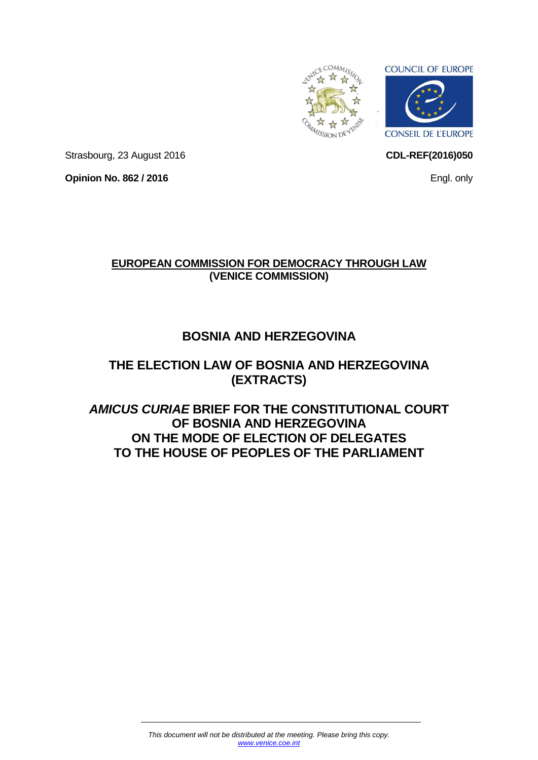COUNCIL OF EUROPE

CONSEIL DE L'EUROPE

Strasbourg, 23 August 2016

**CDL-REF(2016)050**

**Opinion No. 862 / 2016**

Engl. only

**EUROPEAN COMMISSION FOR DEMOCRACY THROUGH LAW**
**(VENICE COMMISSION)**

# BOSNIA AND HERZEGOVINA

# THE ELECTION LAW OF BOSNIA AND HERZEGOVINA (EXTRACTS)

# *AMICUS CURIAE* BRIEF FOR THE CONSTITUTIONAL COURT OF BOSNIA AND HERZEGOVINA ON THE MODE OF ELECTION OF DELEGATES TO THE HOUSE OF PEOPLES OF THE PARLIAMENT

*This document will not be distributed at the meeting. Please bring this copy.*
*www.venice.coe.int*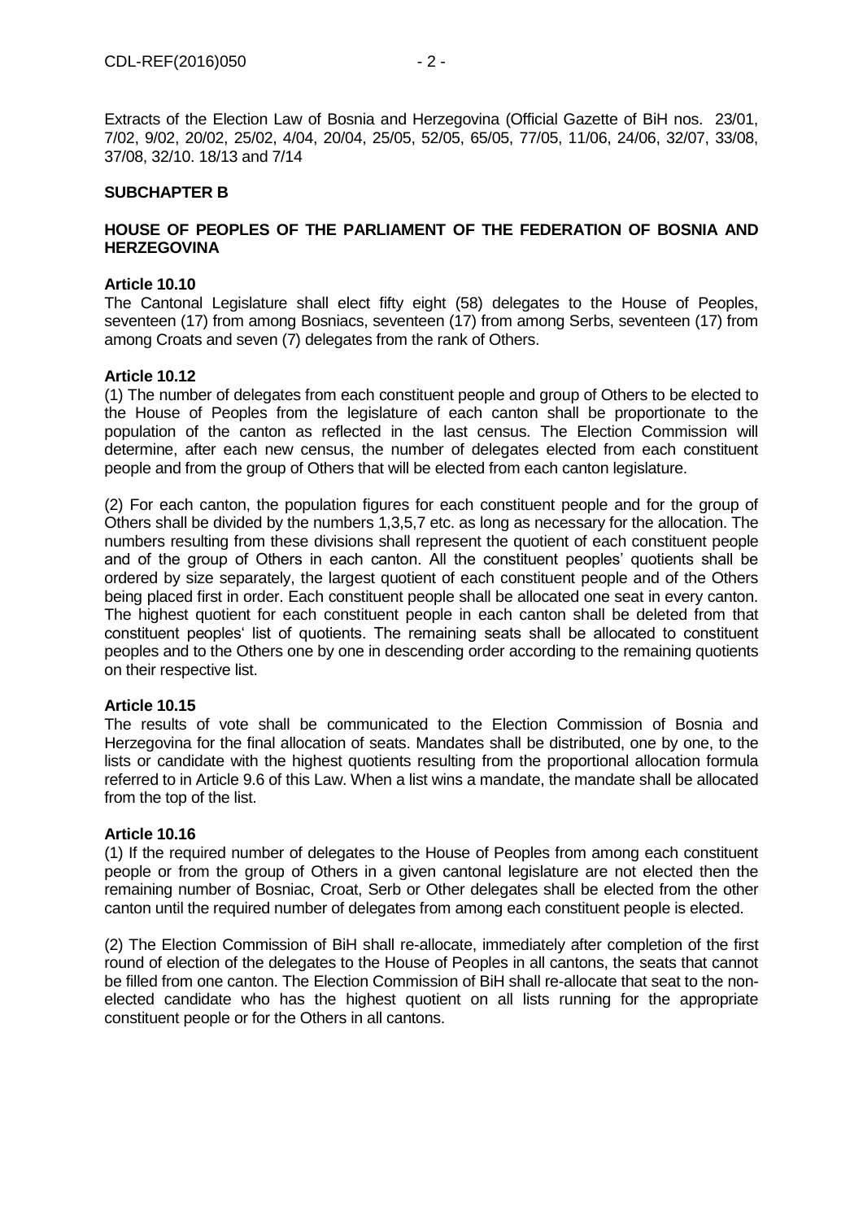Extracts of the Election Law of Bosnia and Herzegovina (Official Gazette of BiH nos. 23/01, 7/02, 9/02, 20/02, 25/02, 4/04, 20/04, 25/05, 52/05, 65/05, 77/05, 11/06, 24/06, 32/07, 33/08, 37/08, 32/10. 18/13 and 7/14

**SUBCHAPTER B**

**HOUSE OF PEOPLES OF THE PARLIAMENT OF THE FEDERATION OF BOSNIA AND HERZEGOVINA**

**Article 10.10**

The Cantonal Legislature shall elect fifty eight (58) delegates to the House of Peoples, seventeen (17) from among Bosniacs, seventeen (17) from among Serbs, seventeen (17) from among Croats and seven (7) delegates from the rank of Others.

**Article 10.12**

(1) The number of delegates from each constituent people and group of Others to be elected to the House of Peoples from the legislature of each canton shall be proportionate to the population of the canton as reflected in the last census. The Election Commission will determine, after each new census, the number of delegates elected from each constituent people and from the group of Others that will be elected from each canton legislature.

(2) For each canton, the population figures for each constituent people and for the group of Others shall be divided by the numbers 1,3,5,7 etc. as long as necessary for the allocation. The numbers resulting from these divisions shall represent the quotient of each constituent people and of the group of Others in each canton. All the constituent peoples' quotients shall be ordered by size separately, the largest quotient of each constituent people and of the Others being placed first in order. Each constituent people shall be allocated one seat in every canton. The highest quotient for each constituent people in each canton shall be deleted from that constituent peoples' list of quotients. The remaining seats shall be allocated to constituent peoples and to the Others one by one in descending order according to the remaining quotients on their respective list.

**Article 10.15**

The results of vote shall be communicated to the Election Commission of Bosnia and Herzegovina for the final allocation of seats. Mandates shall be distributed, one by one, to the lists or candidate with the highest quotients resulting from the proportional allocation formula referred to in Article 9.6 of this Law. When a list wins a mandate, the mandate shall be allocated from the top of the list.

**Article 10.16**

(1) If the required number of delegates to the House of Peoples from among each constituent people or from the group of Others in a given cantonal legislature are not elected then the remaining number of Bosniac, Croat, Serb or Other delegates shall be elected from the other canton until the required number of delegates from among each constituent people is elected.

(2) The Election Commission of BiH shall re-allocate, immediately after completion of the first round of election of the delegates to the House of Peoples in all cantons, the seats that cannot be filled from one canton. The Election Commission of BiH shall re-allocate that seat to the non-elected candidate who has the highest quotient on all lists running for the appropriate constituent people or for the Others in all cantons.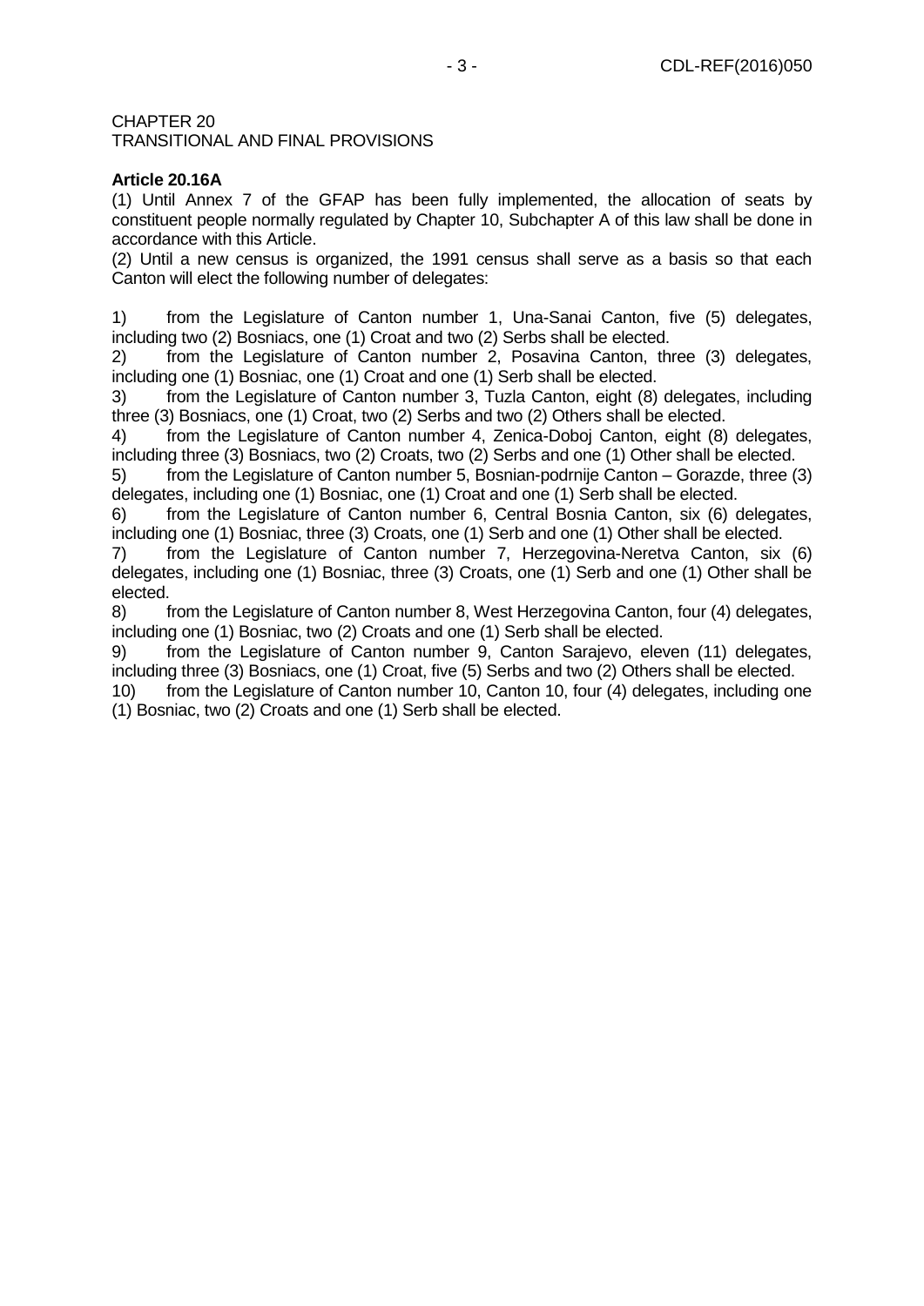CHAPTER 20
TRANSITIONAL AND FINAL PROVISIONS

**Article 20.16A**

(1) Until Annex 7 of the GFAP has been fully implemented, the allocation of seats by constituent people normally regulated by Chapter 10, Subchapter A of this law shall be done in accordance with this Article.

(2) Until a new census is organized, the 1991 census shall serve as a basis so that each Canton will elect the following number of delegates:

1) from the Legislature of Canton number 1, Una-Sanai Canton, five (5) delegates, including two (2) Bosniacs, one (1) Croat and two (2) Serbs shall be elected.

2) from the Legislature of Canton number 2, Posavina Canton, three (3) delegates, including one (1) Bosniac, one (1) Croat and one (1) Serb shall be elected.

3) from the Legislature of Canton number 3, Tuzla Canton, eight (8) delegates, including three (3) Bosniacs, one (1) Croat, two (2) Serbs and two (2) Others shall be elected.

4) from the Legislature of Canton number 4, Zenica-Doboj Canton, eight (8) delegates, including three (3) Bosniacs, two (2) Croats, two (2) Serbs and one (1) Other shall be elected.

5) from the Legislature of Canton number 5, Bosnian-podrnije Canton – Gorazde, three (3) delegates, including one (1) Bosniac, one (1) Croat and one (1) Serb shall be elected.

6) from the Legislature of Canton number 6, Central Bosnia Canton, six (6) delegates, including one (1) Bosniac, three (3) Croats, one (1) Serb and one (1) Other shall be elected.

7) from the Legislature of Canton number 7, Herzegovina-Neretva Canton, six (6) delegates, including one (1) Bosniac, three (3) Croats, one (1) Serb and one (1) Other shall be elected.

8) from the Legislature of Canton number 8, West Herzegovina Canton, four (4) delegates, including one (1) Bosniac, two (2) Croats and one (1) Serb shall be elected.

9) from the Legislature of Canton number 9, Canton Sarajevo, eleven (11) delegates, including three (3) Bosniacs, one (1) Croat, five (5) Serbs and two (2) Others shall be elected.

10) from the Legislature of Canton number 10, Canton 10, four (4) delegates, including one (1) Bosniac, two (2) Croats and one (1) Serb shall be elected.